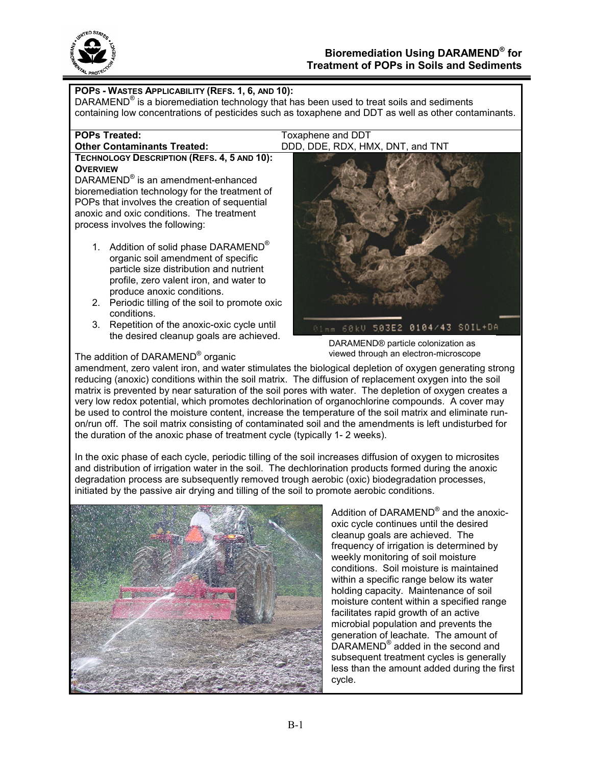# Bioremediation Using DARAMEND® for Treatment of POPs in Soils and Sediments

**POPS - WASTES APPLICABILITY (REFS. 1, 6, AND 10):**

DARAMEND® is a bioremediation technology that has been used to treat soils and sediments containing low concentrations of pesticides such as toxaphene and DDT as well as other contaminants.

| | |
|---|---|
| **POPs Treated:** | Toxaphene and DDT |
| **Other Contaminants Treated:** | DDD, DDE, RDX, HMX, DNT, and TNT |

**TECHNOLOGY DESCRIPTION (REFS. 4, 5 AND 10):**

**OVERVIEW**

DARAMEND® is an amendment-enhanced bioremediation technology for the treatment of POPs that involves the creation of sequential anoxic and oxic conditions. The treatment process involves the following:

1. Addition of solid phase DARAMEND® organic soil amendment of specific particle size distribution and nutrient profile, zero valent iron, and water to produce anoxic conditions.
2. Periodic tilling of the soil to promote oxic conditions.
3. Repetition of the anoxic-oxic cycle until the desired cleanup goals are achieved.

DARAMEND® particle colonization as viewed through an electron-microscope

The addition of DARAMEND® organic amendment, zero valent iron, and water stimulates the biological depletion of oxygen generating strong reducing (anoxic) conditions within the soil matrix. The diffusion of replacement oxygen into the soil matrix is prevented by near saturation of the soil pores with water. The depletion of oxygen creates a very low redox potential, which promotes dechlorination of organochlorine compounds. A cover may be used to control the moisture content, increase the temperature of the soil matrix and eliminate run-on/run off. The soil matrix consisting of contaminated soil and the amendments is left undisturbed for the duration of the anoxic phase of treatment cycle (typically 1- 2 weeks).

In the oxic phase of each cycle, periodic tilling of the soil increases diffusion of oxygen to microsites and distribution of irrigation water in the soil. The dechlorination products formed during the anoxic degradation process are subsequently removed trough aerobic (oxic) biodegradation processes, initiated by the passive air drying and tilling of the soil to promote aerobic conditions.

Addition of DARAMEND® and the anoxic-oxic cycle continues until the desired cleanup goals are achieved. The frequency of irrigation is determined by weekly monitoring of soil moisture conditions. Soil moisture is maintained within a specific range below its water holding capacity. Maintenance of soil moisture content within a specified range facilitates rapid growth of an active microbial population and prevents the generation of leachate. The amount of DARAMEND® added in the second and subsequent treatment cycles is generally less than the amount added during the first cycle.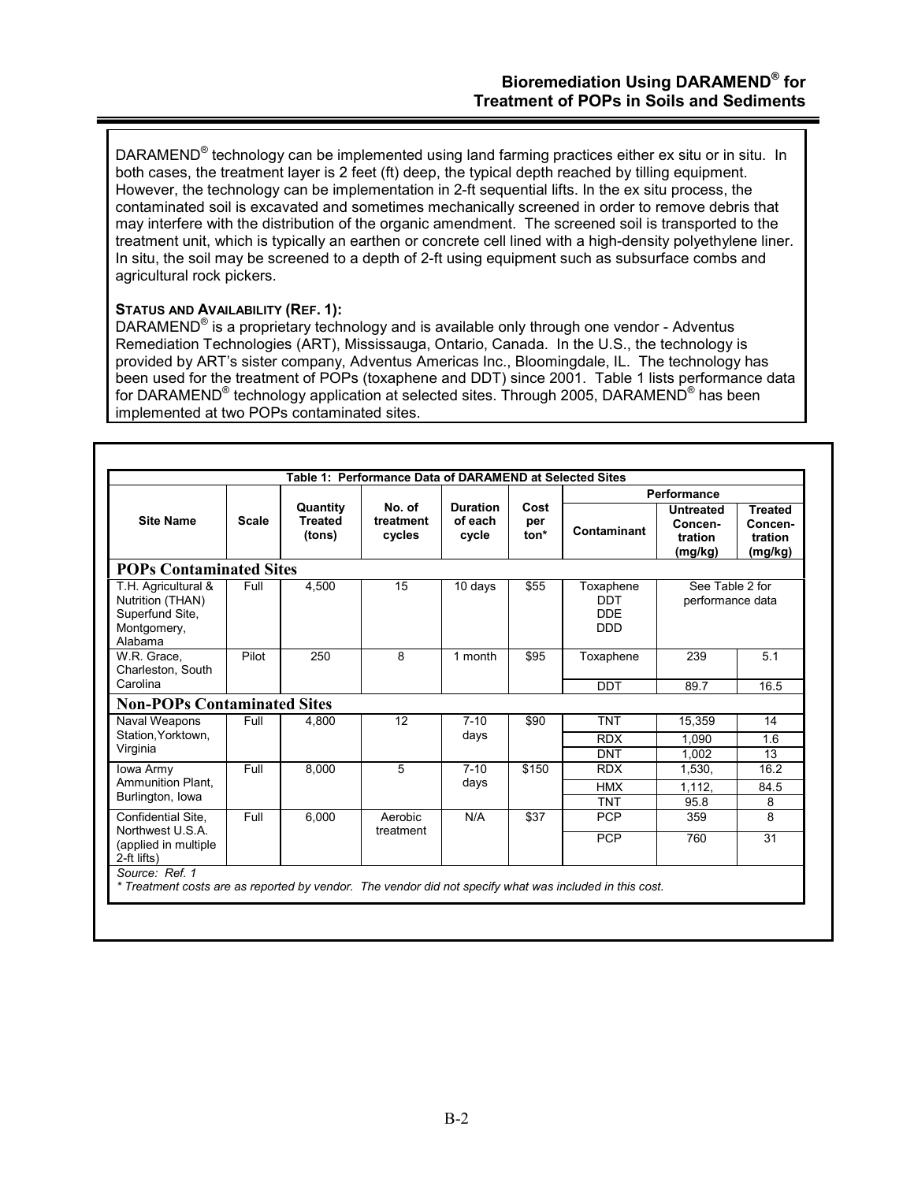DARAMEND® technology can be implemented using land farming practices either ex situ or in situ. In both cases, the treatment layer is 2 feet (ft) deep, the typical depth reached by tilling equipment. However, the technology can be implementation in 2-ft sequential lifts. In the ex situ process, the contaminated soil is excavated and sometimes mechanically screened in order to remove debris that may interfere with the distribution of the organic amendment. The screened soil is transported to the treatment unit, which is typically an earthen or concrete cell lined with a high-density polyethylene liner. In situ, the soil may be screened to a depth of 2-ft using equipment such as subsurface combs and agricultural rock pickers.

**STATUS AND AVAILABILITY (REF. 1):**

DARAMEND® is a proprietary technology and is available only through one vendor - Adventus Remediation Technologies (ART), Mississauga, Ontario, Canada. In the U.S., the technology is provided by ART's sister company, Adventus Americas Inc., Bloomingdale, IL. The technology has been used for the treatment of POPs (toxaphene and DDT) since 2001. Table 1 lists performance data for DARAMEND® technology application at selected sites. Through 2005, DARAMEND® has been implemented at two POPs contaminated sites.

**Table 1: Performance Data of DARAMEND at Selected Sites**

| Site Name | Scale | Quantity Treated (tons) | No. of treatment cycles | Duration of each cycle | Cost per ton* | Performance | | |
|---|---|---|---|---|---|---|---|---|
| | | | | | | Contaminant | Untreated Concen-tration (mg/kg) | Treated Concen-tration (mg/kg) |
| **POPs Contaminated Sites** | | | | | | | | |
| T.H. Agricultural & Nutrition (THAN) Superfund Site, Montgomery, Alabama | Full | 4,500 | 15 | 10 days | $55 | Toxaphene<br>DDT<br>DDE<br>DDD | See Table 2 for performance data | |
| W.R. Grace, Charleston, South Carolina | Pilot | 250 | 8 | 1 month | $95 | Toxaphene | 239 | 5.1 |
| | | | | | | DDT | 89.7 | 16.5 |
| **Non-POPs Contaminated Sites** | | | | | | | | |
| Naval Weapons Station, Yorktown, Virginia | Full | 4,800 | 12 | 7-10 days | $90 | TNT | 15,359 | 14 |
| | | | | | | RDX | 1,090 | 1.6 |
| | | | | | | DNT | 1,002 | 13 |
| Iowa Army Ammunition Plant, Burlington, Iowa | Full | 8,000 | 5 | 7-10 days | $150 | RDX | 1,530, | 16.2 |
| | | | | | | HMX | 1,112, | 84.5 |
| | | | | | | TNT | 95.8 | 8 |
| Confidential Site, Northwest U.S.A. (applied in multiple 2-ft lifts) | Full | 6,000 | Aerobic treatment | N/A | $37 | PCP | 359 | 8 |
| | | | | | | PCP | 760 | 31 |

Source: Ref. 1

*\* Treatment costs are as reported by vendor. The vendor did not specify what was included in this cost.*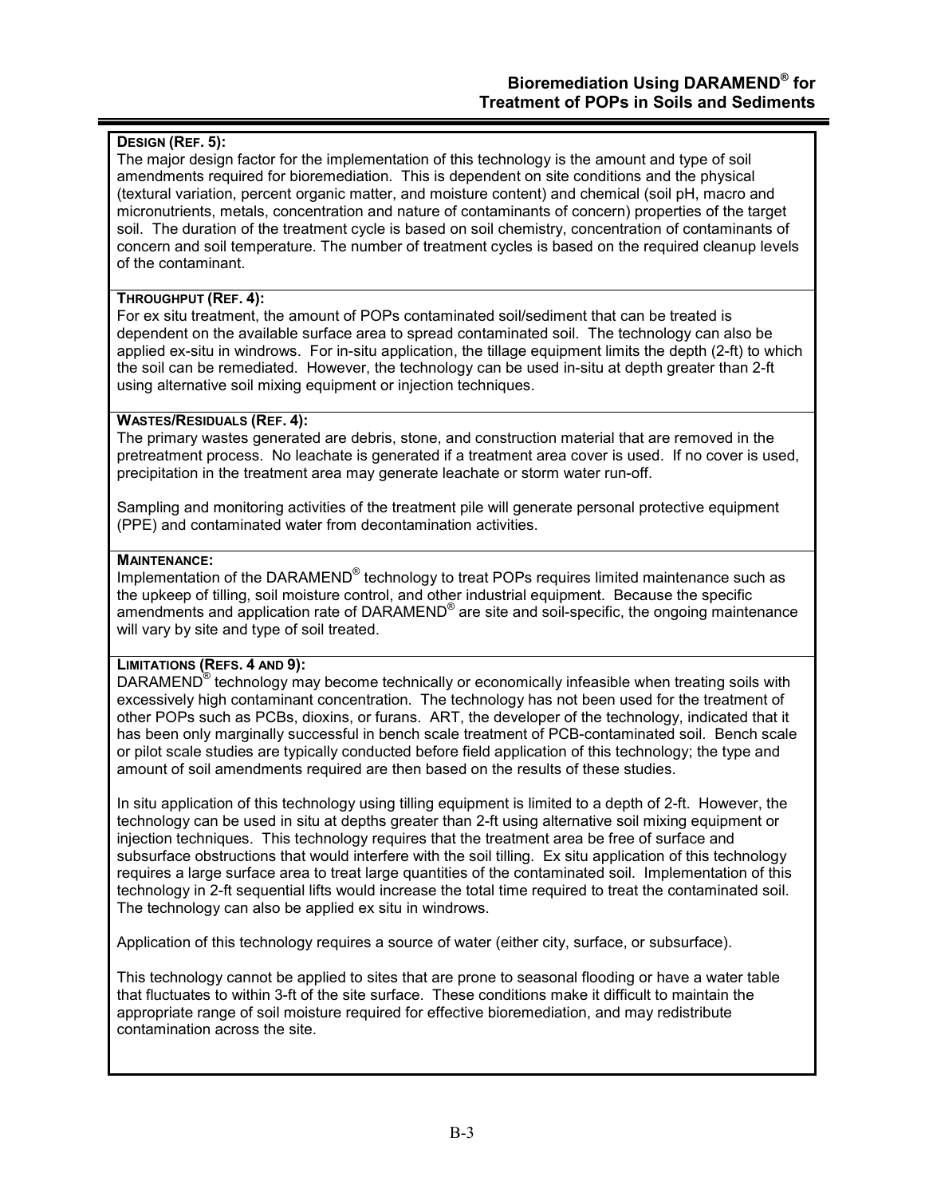**DESIGN (REF. 5):**
The major design factor for the implementation of this technology is the amount and type of soil amendments required for bioremediation. This is dependent on site conditions and the physical (textural variation, percent organic matter, and moisture content) and chemical (soil pH, macro and micronutrients, metals, concentration and nature of contaminants of concern) properties of the target soil. The duration of the treatment cycle is based on soil chemistry, concentration of contaminants of concern and soil temperature. The number of treatment cycles is based on the required cleanup levels of the contaminant.

**THROUGHPUT (REF. 4):**
For ex situ treatment, the amount of POPs contaminated soil/sediment that can be treated is dependent on the available surface area to spread contaminated soil. The technology can also be applied ex-situ in windrows. For in-situ application, the tillage equipment limits the depth (2-ft) to which the soil can be remediated. However, the technology can be used in-situ at depth greater than 2-ft using alternative soil mixing equipment or injection techniques.

**WASTES/RESIDUALS (REF. 4):**
The primary wastes generated are debris, stone, and construction material that are removed in the pretreatment process. No leachate is generated if a treatment area cover is used. If no cover is used, precipitation in the treatment area may generate leachate or storm water run-off.

Sampling and monitoring activities of the treatment pile will generate personal protective equipment (PPE) and contaminated water from decontamination activities.

**MAINTENANCE:**
Implementation of the DARAMEND® technology to treat POPs requires limited maintenance such as the upkeep of tilling, soil moisture control, and other industrial equipment. Because the specific amendments and application rate of DARAMEND® are site and soil-specific, the ongoing maintenance will vary by site and type of soil treated.

**LIMITATIONS (REFS. 4 AND 9):**
DARAMEND® technology may become technically or economically infeasible when treating soils with excessively high contaminant concentration. The technology has not been used for the treatment of other POPs such as PCBs, dioxins, or furans. ART, the developer of the technology, indicated that it has been only marginally successful in bench scale treatment of PCB-contaminated soil. Bench scale or pilot scale studies are typically conducted before field application of this technology; the type and amount of soil amendments required are then based on the results of these studies.

In situ application of this technology using tilling equipment is limited to a depth of 2-ft. However, the technology can be used in situ at depths greater than 2-ft using alternative soil mixing equipment or injection techniques. This technology requires that the treatment area be free of surface and subsurface obstructions that would interfere with the soil tilling. Ex situ application of this technology requires a large surface area to treat large quantities of the contaminated soil. Implementation of this technology in 2-ft sequential lifts would increase the total time required to treat the contaminated soil. The technology can also be applied ex situ in windrows.

Application of this technology requires a source of water (either city, surface, or subsurface).

This technology cannot be applied to sites that are prone to seasonal flooding or have a water table that fluctuates to within 3-ft of the site surface. These conditions make it difficult to maintain the appropriate range of soil moisture required for effective bioremediation, and may redistribute contamination across the site.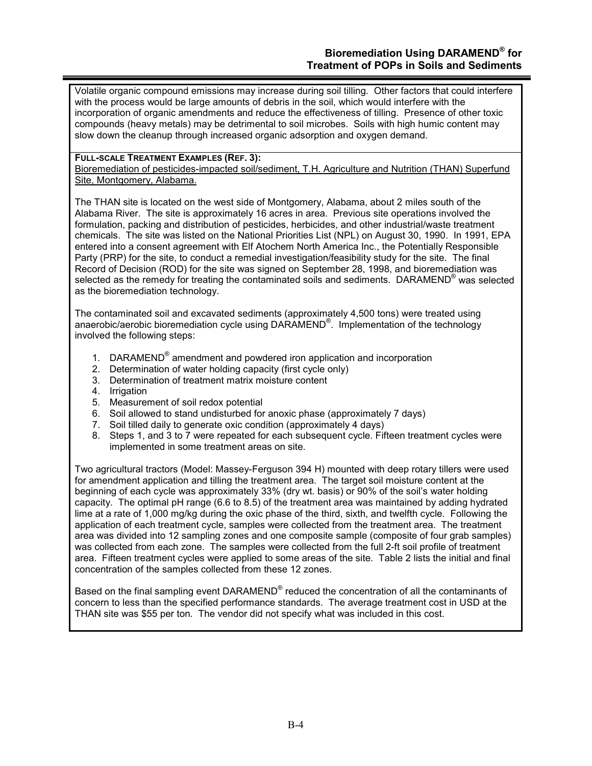Volatile organic compound emissions may increase during soil tilling. Other factors that could interfere with the process would be large amounts of debris in the soil, which would interfere with the incorporation of organic amendments and reduce the effectiveness of tilling. Presence of other toxic compounds (heavy metals) may be detrimental to soil microbes. Soils with high humic content may slow down the cleanup through increased organic adsorption and oxygen demand.

**FULL-SCALE TREATMENT EXAMPLES (REF. 3):**

Bioremediation of pesticides-impacted soil/sediment, T.H. Agriculture and Nutrition (THAN) Superfund Site, Montgomery, Alabama.

The THAN site is located on the west side of Montgomery, Alabama, about 2 miles south of the Alabama River. The site is approximately 16 acres in area. Previous site operations involved the formulation, packing and distribution of pesticides, herbicides, and other industrial/waste treatment chemicals. The site was listed on the National Priorities List (NPL) on August 30, 1990. In 1991, EPA entered into a consent agreement with Elf Atochem North America Inc., the Potentially Responsible Party (PRP) for the site, to conduct a remedial investigation/feasibility study for the site. The final Record of Decision (ROD) for the site was signed on September 28, 1998, and bioremediation was selected as the remedy for treating the contaminated soils and sediments. DARAMEND® was selected as the bioremediation technology.

The contaminated soil and excavated sediments (approximately 4,500 tons) were treated using anaerobic/aerobic bioremediation cycle using DARAMEND®. Implementation of the technology involved the following steps:

1. DARAMEND® amendment and powdered iron application and incorporation
2. Determination of water holding capacity (first cycle only)
3. Determination of treatment matrix moisture content
4. Irrigation
5. Measurement of soil redox potential
6. Soil allowed to stand undisturbed for anoxic phase (approximately 7 days)
7. Soil tilled daily to generate oxic condition (approximately 4 days)
8. Steps 1, and 3 to 7 were repeated for each subsequent cycle. Fifteen treatment cycles were implemented in some treatment areas on site.

Two agricultural tractors (Model: Massey-Ferguson 394 H) mounted with deep rotary tillers were used for amendment application and tilling the treatment area. The target soil moisture content at the beginning of each cycle was approximately 33% (dry wt. basis) or 90% of the soil's water holding capacity. The optimal pH range (6.6 to 8.5) of the treatment area was maintained by adding hydrated lime at a rate of 1,000 mg/kg during the oxic phase of the third, sixth, and twelfth cycle. Following the application of each treatment cycle, samples were collected from the treatment area. The treatment area was divided into 12 sampling zones and one composite sample (composite of four grab samples) was collected from each zone. The samples were collected from the full 2-ft soil profile of treatment area. Fifteen treatment cycles were applied to some areas of the site. Table 2 lists the initial and final concentration of the samples collected from these 12 zones.

Based on the final sampling event DARAMEND® reduced the concentration of all the contaminants of concern to less than the specified performance standards. The average treatment cost in USD at the THAN site was $55 per ton. The vendor did not specify what was included in this cost.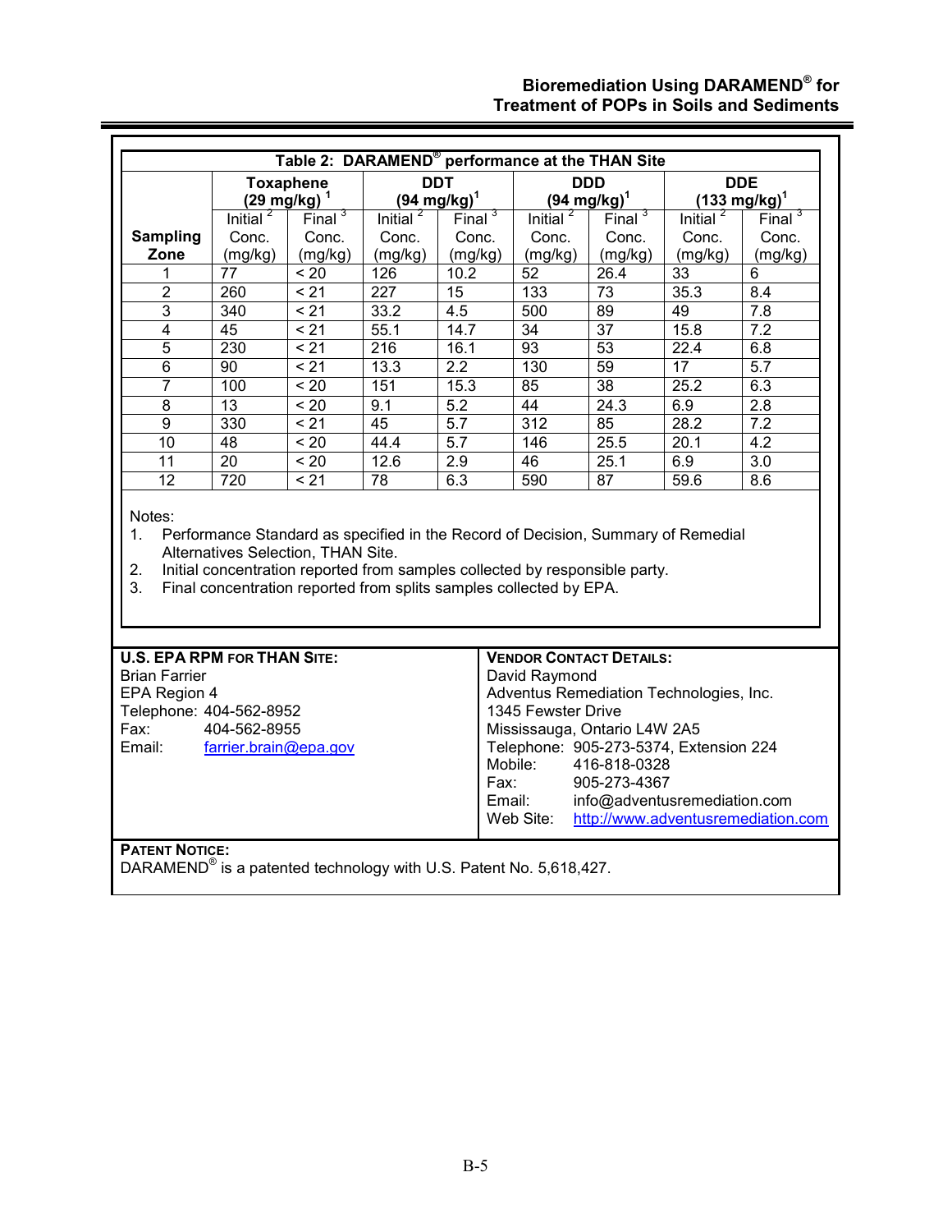**Table 2: DARAMEND® performance at the THAN Site**

| Sampling Zone | Toxaphene (29 mg/kg)[1] | | DDT (94 mg/kg)[1] | | DDD (94 mg/kg)[1] | | DDE (133 mg/kg)[1] | |
|---|---|---|---|---|---|---|---|---|
| | Initial[2] Conc. (mg/kg) | Final[3] Conc. (mg/kg) | Initial[2] Conc. (mg/kg) | Final[3] Conc. (mg/kg) | Initial[2] Conc. (mg/kg) | Final[3] Conc. (mg/kg) | Initial[2] Conc. (mg/kg) | Final[3] Conc. (mg/kg) |
| 1 | 77 | < 20 | 126 | 10.2 | 52 | 26.4 | 33 | 6 |
| 2 | 260 | < 21 | 227 | 15 | 133 | 73 | 35.3 | 8.4 |
| 3 | 340 | < 21 | 33.2 | 4.5 | 500 | 89 | 49 | 7.8 |
| 4 | 45 | < 21 | 55.1 | 14.7 | 34 | 37 | 15.8 | 7.2 |
| 5 | 230 | < 21 | 216 | 16.1 | 93 | 53 | 22.4 | 6.8 |
| 6 | 90 | < 21 | 13.3 | 2.2 | 130 | 59 | 17 | 5.7 |
| 7 | 100 | < 20 | 151 | 15.3 | 85 | 38 | 25.2 | 6.3 |
| 8 | 13 | < 20 | 9.1 | 5.2 | 44 | 24.3 | 6.9 | 2.8 |
| 9 | 330 | < 21 | 45 | 5.7 | 312 | 85 | 28.2 | 7.2 |
| 10 | 48 | < 20 | 44.4 | 5.7 | 146 | 25.5 | 20.1 | 4.2 |
| 11 | 20 | < 20 | 12.6 | 2.9 | 46 | 25.1 | 6.9 | 3.0 |
| 12 | 720 | < 21 | 78 | 6.3 | 590 | 87 | 59.6 | 8.6 |

Notes:
1. Performance Standard as specified in the Record of Decision, Summary of Remedial Alternatives Selection, THAN Site.
2. Initial concentration reported from samples collected by responsible party.
3. Final concentration reported from splits samples collected by EPA.

**U.S. EPA RPM FOR THAN SITE:**
Brian Farrier
EPA Region 4
Telephone: 404-562-8952
Fax: 404-562-8955
Email: farrier.brain@epa.gov

**VENDOR CONTACT DETAILS:**
David Raymond
Adventus Remediation Technologies, Inc.
1345 Fewster Drive
Mississauga, Ontario L4W 2A5
Telephone: 905-273-5374, Extension 224
Mobile: 416-818-0328
Fax: 905-273-4367
Email: info@adventusremediation.com
Web Site: http://www.adventusremediation.com

**PATENT NOTICE:**
DARAMEND® is a patented technology with U.S. Patent No. 5,618,427.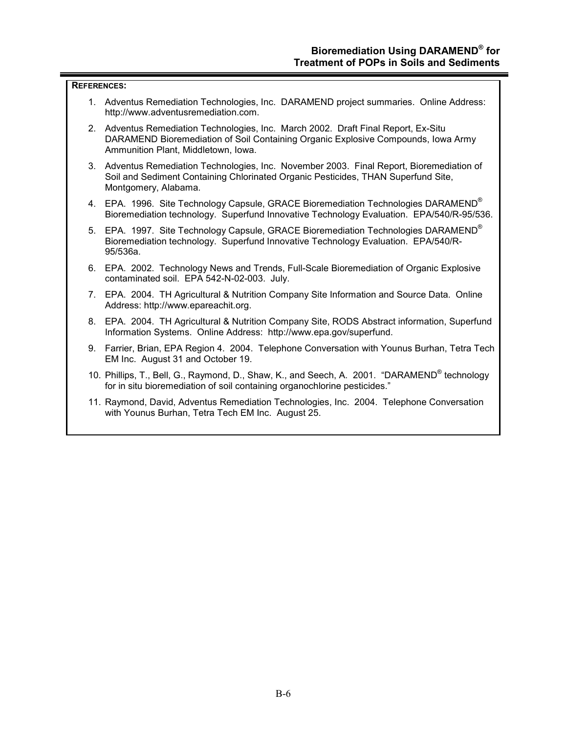**REFERENCES:**

1. Adventus Remediation Technologies, Inc. DARAMEND project summaries. Online Address: http://www.adventusremediation.com.
2. Adventus Remediation Technologies, Inc. March 2002. Draft Final Report, Ex-Situ DARAMEND Bioremediation of Soil Containing Organic Explosive Compounds, Iowa Army Ammunition Plant, Middletown, Iowa.
3. Adventus Remediation Technologies, Inc. November 2003. Final Report, Bioremediation of Soil and Sediment Containing Chlorinated Organic Pesticides, THAN Superfund Site, Montgomery, Alabama.
4. EPA. 1996. Site Technology Capsule, GRACE Bioremediation Technologies DARAMEND® Bioremediation technology. Superfund Innovative Technology Evaluation. EPA/540/R-95/536.
5. EPA. 1997. Site Technology Capsule, GRACE Bioremediation Technologies DARAMEND® Bioremediation technology. Superfund Innovative Technology Evaluation. EPA/540/R-95/536a.
6. EPA. 2002. Technology News and Trends, Full-Scale Bioremediation of Organic Explosive contaminated soil. EPA 542-N-02-003. July.
7. EPA. 2004. TH Agricultural & Nutrition Company Site Information and Source Data. Online Address: http://www.epareachit.org.
8. EPA. 2004. TH Agricultural & Nutrition Company Site, RODS Abstract information, Superfund Information Systems. Online Address: http://www.epa.gov/superfund.
9. Farrier, Brian, EPA Region 4. 2004. Telephone Conversation with Younus Burhan, Tetra Tech EM Inc. August 31 and October 19.
10. Phillips, T., Bell, G., Raymond, D., Shaw, K., and Seech, A. 2001. "DARAMEND® technology for in situ bioremediation of soil containing organochlorine pesticides."
11. Raymond, David, Adventus Remediation Technologies, Inc. 2004. Telephone Conversation with Younus Burhan, Tetra Tech EM Inc. August 25.